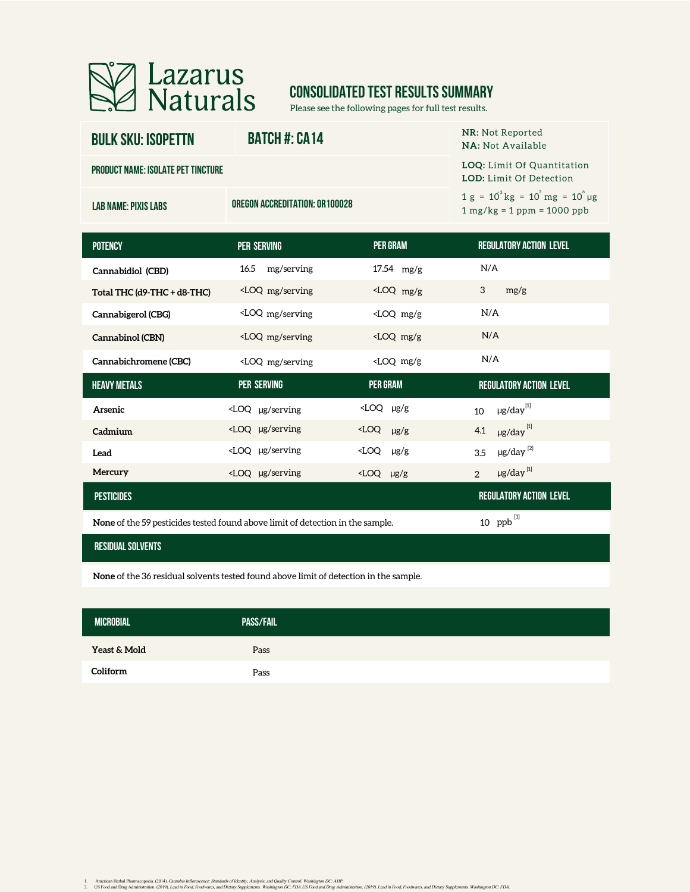# Lazarus Naturals

## CONSOLIDATED TEST RESULTS SUMMARY

Please see the following pages for full test results.

| BULK SKU: ISOPETTN | BATCH #: CA14 | |
|---|---|---|
| PRODUCT NAME: ISOLATE PET TINCTURE | | |
| LAB NAME: PIXIS LABS | OREGON ACCREDITATION: OR100028 | |

**NR:** Not Reported
**NA:** Not Available

**LOQ:** Limit Of Quantitation
**LOD:** Limit Of Detection

1 g = $10^{3}$ kg = $10^{3}$ mg = $10^{6}$ µg
1 mg/kg = 1 ppm = 1000 ppb

| POTENCY | PER SERVING | PER GRAM | REGULATORY ACTION LEVEL |
|---|---|---|---|
| Cannabidiol (CBD) | 16.5 mg/serving | 17.54 mg/g | N/A |
| Total THC (d9-THC + d8-THC) | <LOQ mg/serving | <LOQ mg/g | 3 mg/g |
| Cannabigerol (CBG) | <LOQ mg/serving | <LOQ mg/g | N/A |
| Cannabinol (CBN) | <LOQ mg/serving | <LOQ mg/g | N/A |
| Cannabichromene (CBC) | <LOQ mg/serving | <LOQ mg/g | N/A |

| HEAVY METALS | PER SERVING | PER GRAM | REGULATORY ACTION LEVEL |
|---|---|---|---|
| Arsenic | <LOQ µg/serving | <LOQ µg/g | 10 µg/day [1] |
| Cadmium | <LOQ µg/serving | <LOQ µg/g | 4.1 µg/day [1] |
| Lead | <LOQ µg/serving | <LOQ µg/g | 3.5 µg/day [2] |
| Mercury | <LOQ µg/serving | <LOQ µg/g | 2 µg/day [1] |

| PESTICIDES | REGULATORY ACTION LEVEL |
|---|---|
| **None** of the 59 pesticides tested found above limit of detection in the sample. | 10 ppb [1] |

| RESIDUAL SOLVENTS |
|---|
| **None** of the 36 residual solvents tested found above limit of detection in the sample. |

| MICROBIAL | PASS/FAIL |
|---|---|
| Yeast & Mold | Pass |
| Coliform | Pass |

1. American Herbal Pharmacopoeia. (2014). *Cannabis Inflorescence: Standards of Identity, Analysis, and Quality Control.* Washington DC: AHP.
2. US Food and Drug Administration. (2019). *Lead in Food, Foodwares, and Dietary Supplements.* Washington DC: FDA.US Food and Drug Administration. (2019). *Lead in Food, Foodwares, and Dietary Supplements.* Washington DC: FDA.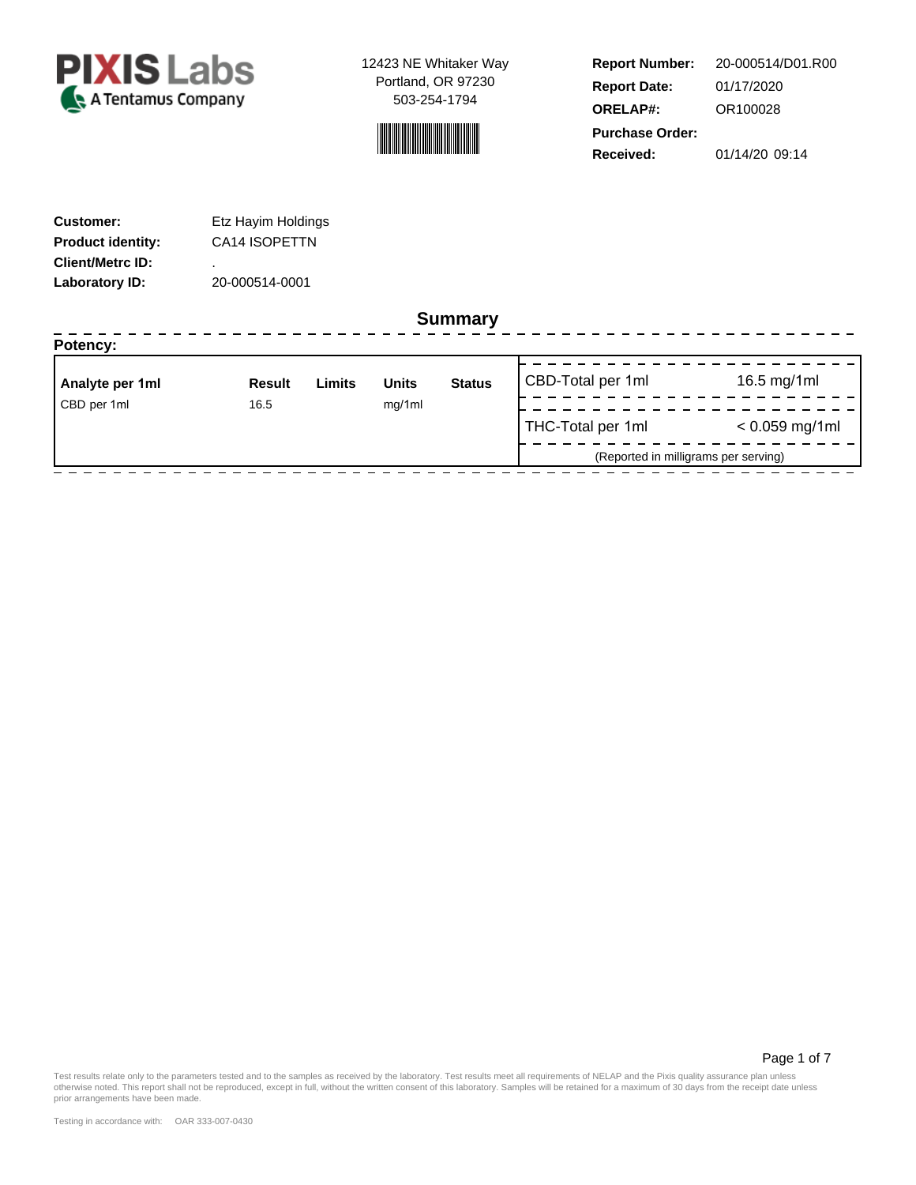**PIXIS Labs**
A Tentamus Company

12423 NE Whitaker Way
Portland, OR 97230
503-254-1794

| | |
|---|---|
| **Report Number:** | 20-000514/D01.R00 |
| **Report Date:** | 01/17/2020 |
| **ORELAP#:** | OR100028 |
| **Purchase Order:** | |
| **Received:** | 01/14/20 09:14 |

| | |
|---|---|
| **Customer:** | Etz Hayim Holdings |
| **Product identity:** | CA14 ISOPETTN |
| **Client/Metrc ID:** | . |
| **Laboratory ID:** | 20-000514-0001 |

## Summary

**Potency:**

| Analyte per 1ml | Result | Limits | Units | Status |
|---|---|---|---|---|
| CBD per 1ml | 16.5 | | mg/1ml | |

| | |
|---|---|
| CBD-Total per 1ml | 16.5 mg/1ml |
| THC-Total per 1ml | < 0.059 mg/1ml |

(Reported in milligrams per serving)

Test results relate only to the parameters tested and to the samples as received by the laboratory. Test results meet all requirements of NELAP and the Pixis quality assurance plan unless otherwise noted. This report shall not be reproduced, except in full, without the written consent of this laboratory. Samples will be retained for a maximum of 30 days from the receipt date unless prior arrangements have been made.

Testing in accordance with: OAR 333-007-0430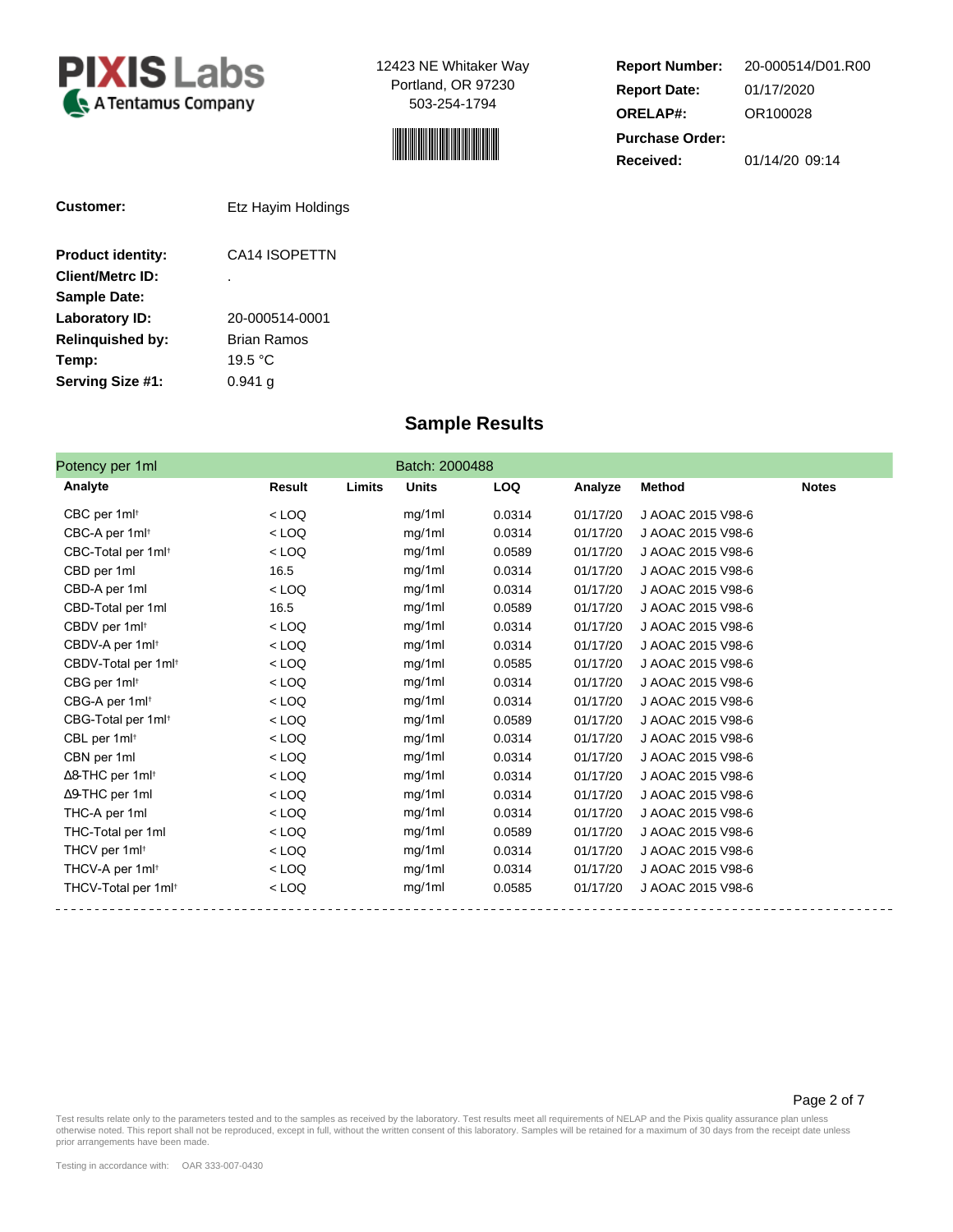**PIXIS Labs**
A Tentamus Company

12423 NE Whitaker Way
Portland, OR 97230
503-254-1794

| | |
|---|---|
| **Report Number:** | 20-000514/D01.R00 |
| **Report Date:** | 01/17/2020 |
| **ORELAP#:** | OR100028 |
| **Purchase Order:** | |
| **Received:** | 01/14/20 09:14 |

| | |
|---|---|
| **Customer:** | Etz Hayim Holdings |
| **Product identity:** | CA14 ISOPETTN |
| **Client/Metrc ID:** | . |
| **Sample Date:** | |
| **Laboratory ID:** | 20-000514-0001 |
| **Relinquished by:** | Brian Ramos |
| **Temp:** | 19.5 °C |
| **Serving Size #1:** | 0.941 g |

## Sample Results

Potency per 1ml — Batch: 2000488

| Analyte | Result | Limits | Units | LOQ | Analyze | Method | Notes |
|---|---|---|---|---|---|---|---|
| CBC per 1ml† | < LOQ | | mg/1ml | 0.0314 | 01/17/20 | J AOAC 2015 V98-6 | |
| CBC-A per 1ml† | < LOQ | | mg/1ml | 0.0314 | 01/17/20 | J AOAC 2015 V98-6 | |
| CBC-Total per 1ml† | < LOQ | | mg/1ml | 0.0589 | 01/17/20 | J AOAC 2015 V98-6 | |
| CBD per 1ml | 16.5 | | mg/1ml | 0.0314 | 01/17/20 | J AOAC 2015 V98-6 | |
| CBD-A per 1ml | < LOQ | | mg/1ml | 0.0314 | 01/17/20 | J AOAC 2015 V98-6 | |
| CBD-Total per 1ml | 16.5 | | mg/1ml | 0.0589 | 01/17/20 | J AOAC 2015 V98-6 | |
| CBDV per 1ml† | < LOQ | | mg/1ml | 0.0314 | 01/17/20 | J AOAC 2015 V98-6 | |
| CBDV-A per 1ml† | < LOQ | | mg/1ml | 0.0314 | 01/17/20 | J AOAC 2015 V98-6 | |
| CBDV-Total per 1ml† | < LOQ | | mg/1ml | 0.0585 | 01/17/20 | J AOAC 2015 V98-6 | |
| CBG per 1ml† | < LOQ | | mg/1ml | 0.0314 | 01/17/20 | J AOAC 2015 V98-6 | |
| CBG-A per 1ml† | < LOQ | | mg/1ml | 0.0314 | 01/17/20 | J AOAC 2015 V98-6 | |
| CBG-Total per 1ml† | < LOQ | | mg/1ml | 0.0589 | 01/17/20 | J AOAC 2015 V98-6 | |
| CBL per 1ml† | < LOQ | | mg/1ml | 0.0314 | 01/17/20 | J AOAC 2015 V98-6 | |
| CBN per 1ml | < LOQ | | mg/1ml | 0.0314 | 01/17/20 | J AOAC 2015 V98-6 | |
| Δ8-THC per 1ml† | < LOQ | | mg/1ml | 0.0314 | 01/17/20 | J AOAC 2015 V98-6 | |
| Δ9-THC per 1ml | < LOQ | | mg/1ml | 0.0314 | 01/17/20 | J AOAC 2015 V98-6 | |
| THC-A per 1ml | < LOQ | | mg/1ml | 0.0314 | 01/17/20 | J AOAC 2015 V98-6 | |
| THC-Total per 1ml | < LOQ | | mg/1ml | 0.0589 | 01/17/20 | J AOAC 2015 V98-6 | |
| THCV per 1ml† | < LOQ | | mg/1ml | 0.0314 | 01/17/20 | J AOAC 2015 V98-6 | |
| THCV-A per 1ml† | < LOQ | | mg/1ml | 0.0314 | 01/17/20 | J AOAC 2015 V98-6 | |
| THCV-Total per 1ml† | < LOQ | | mg/1ml | 0.0585 | 01/17/20 | J AOAC 2015 V98-6 | |

Test results relate only to the parameters tested and to the samples as received by the laboratory. Test results meet all requirements of NELAP and the Pixis quality assurance plan unless otherwise noted. This report shall not be reproduced, except in full, without the written consent of this laboratory. Samples will be retained for a maximum of 30 days from the receipt date unless prior arrangements have been made.

Testing in accordance with: OAR 333-007-0430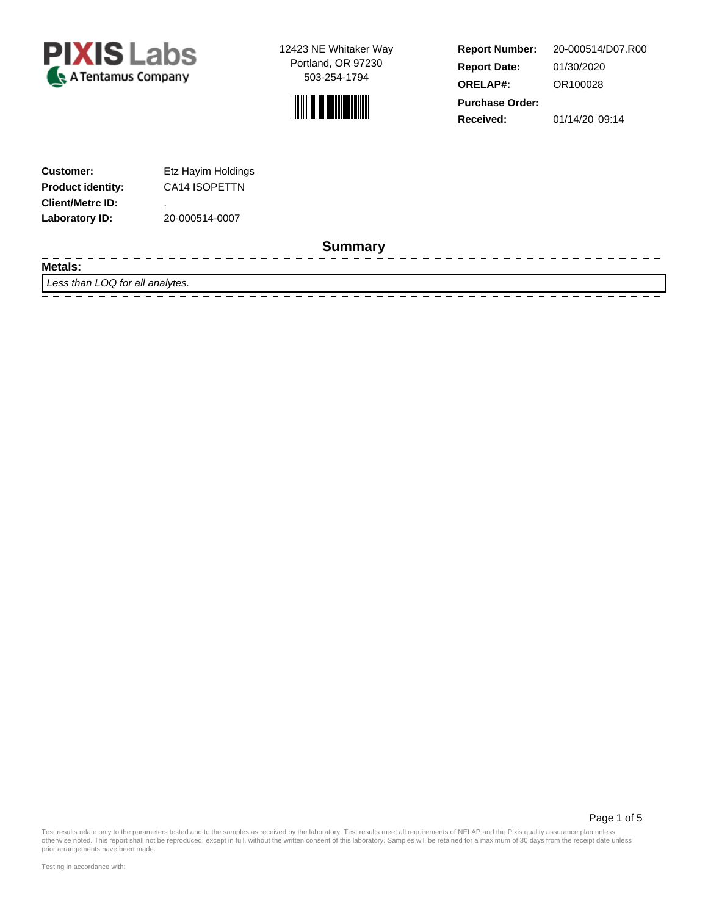**PIXIS Labs**
A Tentamus Company

12423 NE Whitaker Way
Portland, OR 97230
503-254-1794

| | |
|---|---|
| **Report Number:** | 20-000514/D07.R00 |
| **Report Date:** | 01/30/2020 |
| **ORELAP#:** | OR100028 |
| **Purchase Order:** | |
| **Received:** | 01/14/20 09:14 |

| | |
|---|---|
| **Customer:** | Etz Hayim Holdings |
| **Product identity:** | CA14 ISOPETTN |
| **Client/Metrc ID:** | . |
| **Laboratory ID:** | 20-000514-0007 |

## Summary

**Metals:**

*Less than LOQ for all analytes.*

Test results relate only to the parameters tested and to the samples as received by the laboratory. Test results meet all requirements of NELAP and the Pixis quality assurance plan unless otherwise noted. This report shall not be reproduced, except in full, without the written consent of this laboratory. Samples will be retained for a maximum of 30 days from the receipt date unless prior arrangements have been made.

Testing in accordance with: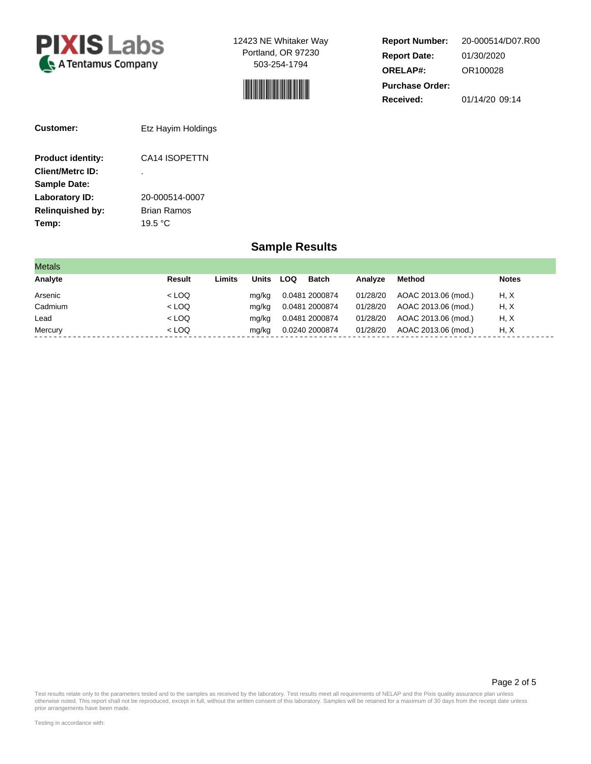**PIXIS Labs**
A Tentamus Company

12423 NE Whitaker Way
Portland, OR 97230
503-254-1794

| | |
|---|---|
| **Report Number:** | 20-000514/D07.R00 |
| **Report Date:** | 01/30/2020 |
| **ORELAP#:** | OR100028 |
| **Purchase Order:** | |
| **Received:** | 01/14/20 09:14 |

**Customer:** Etz Hayim Holdings

| | |
|---|---|
| **Product identity:** | CA14 ISOPETTN |
| **Client/Metrc ID:** | . |
| **Sample Date:** | |
| **Laboratory ID:** | 20-000514-0007 |
| **Relinquished by:** | Brian Ramos |
| **Temp:** | 19.5 °C |

## Sample Results

**Metals**

| Analyte | Result | Limits | Units | LOQ | Batch | Analyze | Method | Notes |
|---|---|---|---|---|---|---|---|---|
| Arsenic | < LOQ | | mg/kg | 0.0481 | 2000874 | 01/28/20 | AOAC 2013.06 (mod.) | H, X |
| Cadmium | < LOQ | | mg/kg | 0.0481 | 2000874 | 01/28/20 | AOAC 2013.06 (mod.) | H, X |
| Lead | < LOQ | | mg/kg | 0.0481 | 2000874 | 01/28/20 | AOAC 2013.06 (mod.) | H, X |
| Mercury | < LOQ | | mg/kg | 0.0240 | 2000874 | 01/28/20 | AOAC 2013.06 (mod.) | H, X |

Test results relate only to the parameters tested and to the samples as received by the laboratory. Test results meet all requirements of NELAP and the Pixis quality assurance plan unless otherwise noted. This report shall not be reproduced, except in full, without the written consent of this laboratory. Samples will be retained for a maximum of 30 days from the receipt date unless prior arrangements have been made.

Testing in accordance with: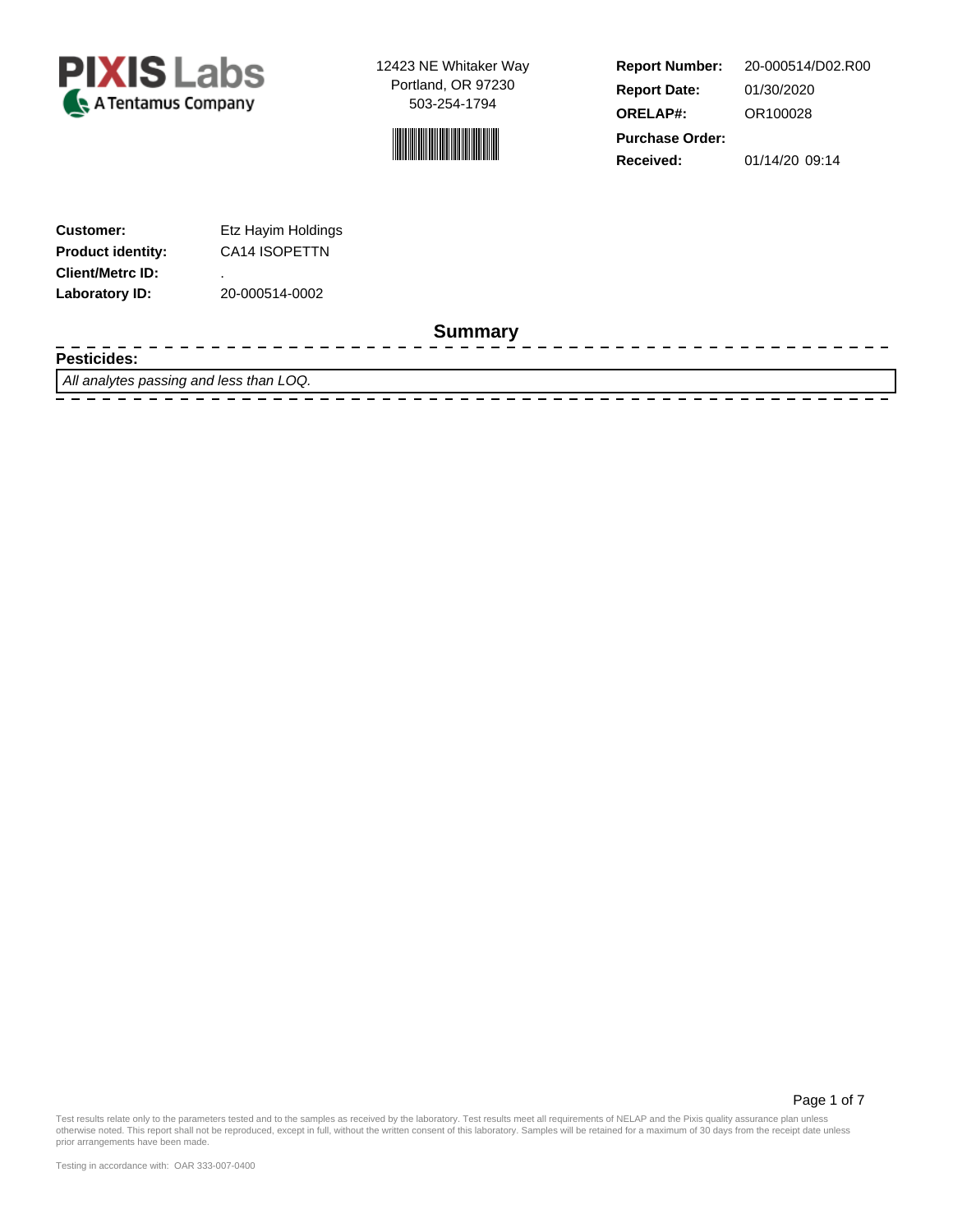**PIXIS Labs**
A Tentamus Company

12423 NE Whitaker Way
Portland, OR 97230
503-254-1794

| | |
|---|---|
| **Report Number:** | 20-000514/D02.R00 |
| **Report Date:** | 01/30/2020 |
| **ORELAP#:** | OR100028 |
| **Purchase Order:** | |
| **Received:** | 01/14/20 09:14 |

| | |
|---|---|
| **Customer:** | Etz Hayim Holdings |
| **Product identity:** | CA14 ISOPETTN |
| **Client/Metrc ID:** | . |
| **Laboratory ID:** | 20-000514-0002 |

## Summary

**Pesticides:**

*All analytes passing and less than LOQ.*

Test results relate only to the parameters tested and to the samples as received by the laboratory. Test results meet all requirements of NELAP and the Pixis quality assurance plan unless otherwise noted. This report shall not be reproduced, except in full, without the written consent of this laboratory. Samples will be retained for a maximum of 30 days from the receipt date unless prior arrangements have been made.

Testing in accordance with: OAR 333-007-0400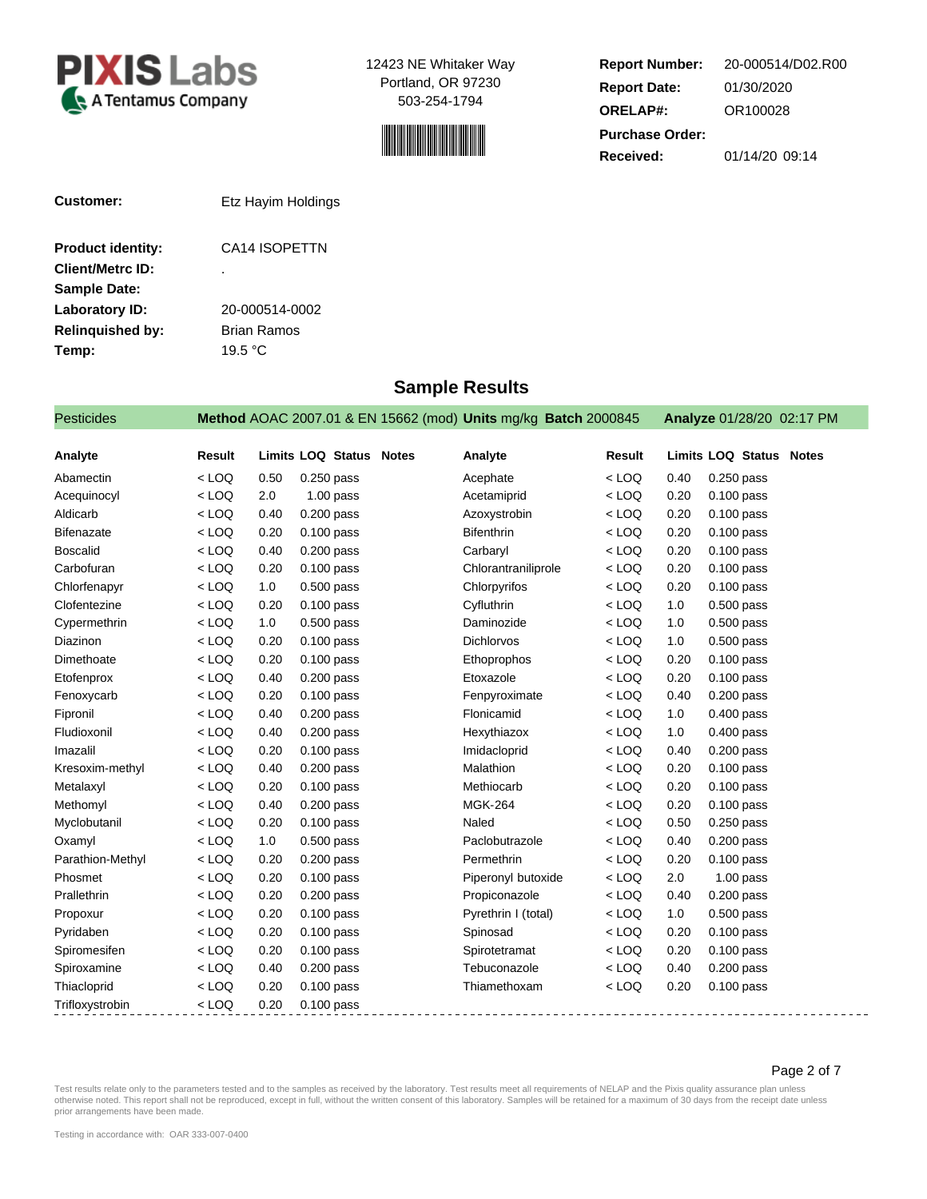**PIXIS Labs**
A Tentamus Company

12423 NE Whitaker Way
Portland, OR 97230
503-254-1794

| | |
|---|---|
| **Report Number:** | 20-000514/D02.R00 |
| **Report Date:** | 01/30/2020 |
| **ORELAP#:** | OR100028 |
| **Purchase Order:** | |
| **Received:** | 01/14/20 09:14 |

| | |
|---|---|
| **Customer:** | Etz Hayim Holdings |
| **Product identity:** | CA14 ISOPETTN |
| **Client/Metrc ID:** | . |
| **Sample Date:** | |
| **Laboratory ID:** | 20-000514-0002 |
| **Relinquished by:** | Brian Ramos |
| **Temp:** | 19.5 °C |

## Sample Results

Pesticides — **Method** AOAC 2007.01 & EN 15662 (mod) **Units** mg/kg **Batch** 2000845 **Analyze** 01/28/20 02:17 PM

| Analyte | Result | Limits | LOQ | Status | Notes | Analyte | Result | Limits | LOQ | Status | Notes |
|---|---|---|---|---|---|---|---|---|---|---|---|
| Abamectin | < LOQ | 0.50 | 0.250 | pass | | Acephate | < LOQ | 0.40 | 0.250 | pass | |
| Acequinocyl | < LOQ | 2.0 | 1.00 | pass | | Acetamiprid | < LOQ | 0.20 | 0.100 | pass | |
| Aldicarb | < LOQ | 0.40 | 0.200 | pass | | Azoxystrobin | < LOQ | 0.20 | 0.100 | pass | |
| Bifenazate | < LOQ | 0.20 | 0.100 | pass | | Bifenthrin | < LOQ | 0.20 | 0.100 | pass | |
| Boscalid | < LOQ | 0.40 | 0.200 | pass | | Carbaryl | < LOQ | 0.20 | 0.100 | pass | |
| Carbofuran | < LOQ | 0.20 | 0.100 | pass | | Chlorantraniliprole | < LOQ | 0.20 | 0.100 | pass | |
| Chlorfenapyr | < LOQ | 1.0 | 0.500 | pass | | Chlorpyrifos | < LOQ | 0.20 | 0.100 | pass | |
| Clofentezine | < LOQ | 0.20 | 0.100 | pass | | Cyfluthrin | < LOQ | 1.0 | 0.500 | pass | |
| Cypermethrin | < LOQ | 1.0 | 0.500 | pass | | Daminozide | < LOQ | 1.0 | 0.500 | pass | |
| Diazinon | < LOQ | 0.20 | 0.100 | pass | | Dichlorvos | < LOQ | 1.0 | 0.500 | pass | |
| Dimethoate | < LOQ | 0.20 | 0.100 | pass | | Ethoprophos | < LOQ | 0.20 | 0.100 | pass | |
| Etofenprox | < LOQ | 0.40 | 0.200 | pass | | Etoxazole | < LOQ | 0.20 | 0.100 | pass | |
| Fenoxycarb | < LOQ | 0.20 | 0.100 | pass | | Fenpyroximate | < LOQ | 0.40 | 0.200 | pass | |
| Fipronil | < LOQ | 0.40 | 0.200 | pass | | Flonicamid | < LOQ | 1.0 | 0.400 | pass | |
| Fludioxonil | < LOQ | 0.40 | 0.200 | pass | | Hexythiazox | < LOQ | 1.0 | 0.400 | pass | |
| Imazalil | < LOQ | 0.20 | 0.100 | pass | | Imidacloprid | < LOQ | 0.40 | 0.200 | pass | |
| Kresoxim-methyl | < LOQ | 0.40 | 0.200 | pass | | Malathion | < LOQ | 0.20 | 0.100 | pass | |
| Metalaxyl | < LOQ | 0.20 | 0.100 | pass | | Methiocarb | < LOQ | 0.20 | 0.100 | pass | |
| Methomyl | < LOQ | 0.40 | 0.200 | pass | | MGK-264 | < LOQ | 0.20 | 0.100 | pass | |
| Myclobutanil | < LOQ | 0.20 | 0.100 | pass | | Naled | < LOQ | 0.50 | 0.250 | pass | |
| Oxamyl | < LOQ | 1.0 | 0.500 | pass | | Paclobutrazole | < LOQ | 0.40 | 0.200 | pass | |
| Parathion-Methyl | < LOQ | 0.20 | 0.200 | pass | | Permethrin | < LOQ | 0.20 | 0.100 | pass | |
| Phosmet | < LOQ | 0.20 | 0.100 | pass | | Piperonyl butoxide | < LOQ | 2.0 | 1.00 | pass | |
| Prallethrin | < LOQ | 0.20 | 0.200 | pass | | Propiconazole | < LOQ | 0.40 | 0.200 | pass | |
| Propoxur | < LOQ | 0.20 | 0.100 | pass | | Pyrethrin I (total) | < LOQ | 1.0 | 0.500 | pass | |
| Pyridaben | < LOQ | 0.20 | 0.100 | pass | | Spinosad | < LOQ | 0.20 | 0.100 | pass | |
| Spiromesifen | < LOQ | 0.20 | 0.100 | pass | | Spirotetramat | < LOQ | 0.20 | 0.100 | pass | |
| Spiroxamine | < LOQ | 0.40 | 0.200 | pass | | Tebuconazole | < LOQ | 0.40 | 0.200 | pass | |
| Thiacloprid | < LOQ | 0.20 | 0.100 | pass | | Thiamethoxam | < LOQ | 0.20 | 0.100 | pass | |
| Trifloxystrobin | < LOQ | 0.20 | 0.100 | pass | | | | | | | |

Test results relate only to the parameters tested and to the samples as received by the laboratory. Test results meet all requirements of NELAP and the Pixis quality assurance plan unless otherwise noted. This report shall not be reproduced, except in full, without the written consent of this laboratory. Samples will be retained for a maximum of 30 days from the receipt date unless prior arrangements have been made.

Testing in accordance with: OAR 333-007-0400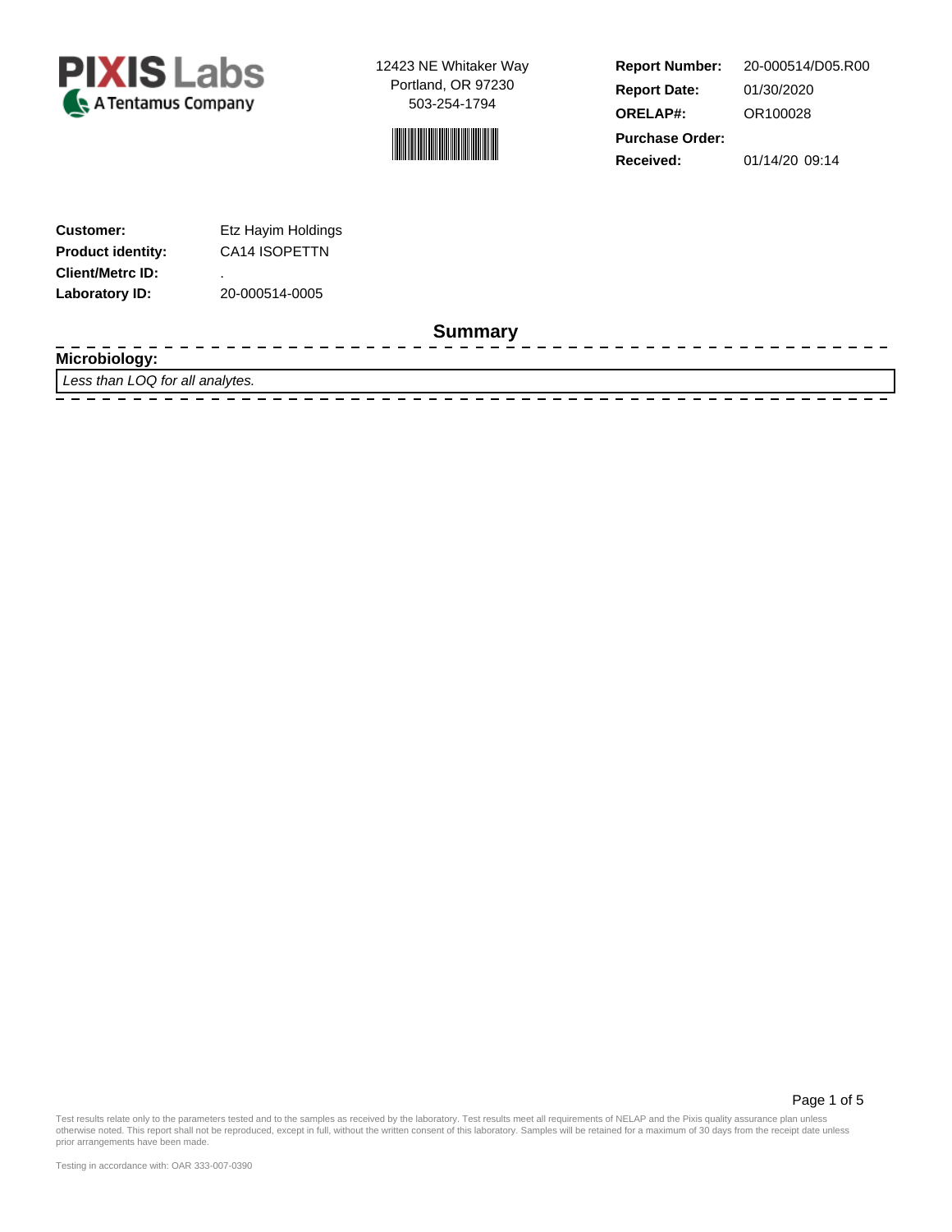**PIXIS Labs**
A Tentamus Company

12423 NE Whitaker Way
Portland, OR 97230
503-254-1794

| | |
|---|---|
| **Report Number:** | 20-000514/D05.R00 |
| **Report Date:** | 01/30/2020 |
| **ORELAP#:** | OR100028 |
| **Purchase Order:** | |
| **Received:** | 01/14/20 09:14 |

| | |
|---|---|
| **Customer:** | Etz Hayim Holdings |
| **Product identity:** | CA14 ISOPETTN |
| **Client/Metrc ID:** | . |
| **Laboratory ID:** | 20-000514-0005 |

## Summary

**Microbiology:**

*Less than LOQ for all analytes.*

Test results relate only to the parameters tested and to the samples as received by the laboratory. Test results meet all requirements of NELAP and the Pixis quality assurance plan unless otherwise noted. This report shall not be reproduced, except in full, without the written consent of this laboratory. Samples will be retained for a maximum of 30 days from the receipt date unless prior arrangements have been made.

Testing in accordance with: OAR 333-007-0390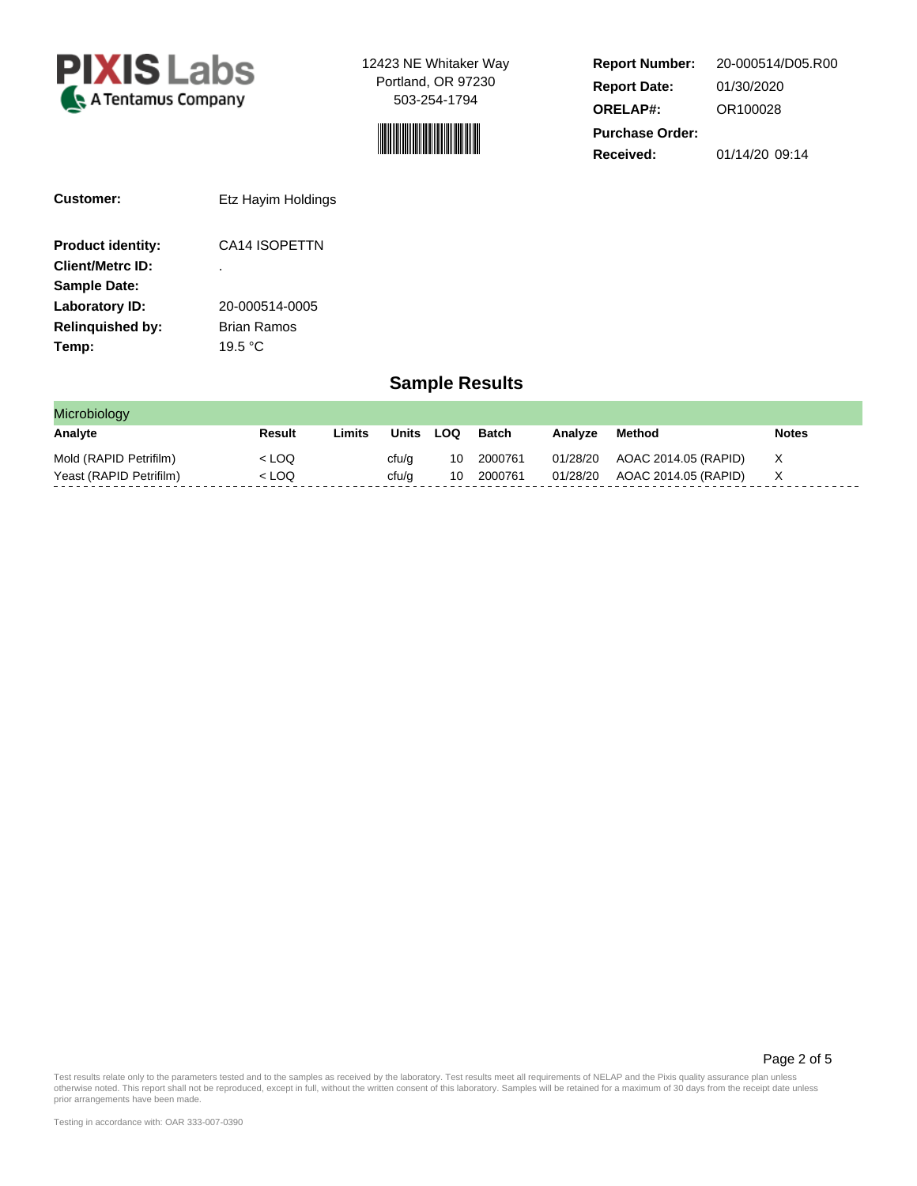**PIXIS Labs**
A Tentamus Company

12423 NE Whitaker Way
Portland, OR 97230
503-254-1794

**Report Number:** 20-000514/D05.R00
**Report Date:** 01/30/2020
**ORELAP#:** OR100028
**Purchase Order:**
**Received:** 01/14/20 09:14

**Customer:** Etz Hayim Holdings

**Product identity:** CA14 ISOPETTN
**Client/Metrc ID:** .
**Sample Date:**
**Laboratory ID:** 20-000514-0005
**Relinquished by:** Brian Ramos
**Temp:** 19.5 °C

## Sample Results

Microbiology

| Analyte | Result | Limits | Units | LOQ | Batch | Analyze | Method | Notes |
|---|---|---|---|---|---|---|---|---|
| Mold (RAPID Petrifilm) | < LOQ | | cfu/g | 10 | 2000761 | 01/28/20 | AOAC 2014.05 (RAPID) | X |
| Yeast (RAPID Petrifilm) | < LOQ | | cfu/g | 10 | 2000761 | 01/28/20 | AOAC 2014.05 (RAPID) | X |

Test results relate only to the parameters tested and to the samples as received by the laboratory. Test results meet all requirements of NELAP and the Pixis quality assurance plan unless otherwise noted. This report shall not be reproduced, except in full, without the written consent of this laboratory. Samples will be retained for a maximum of 30 days from the receipt date unless prior arrangements have been made.

Testing in accordance with: OAR 333-007-0390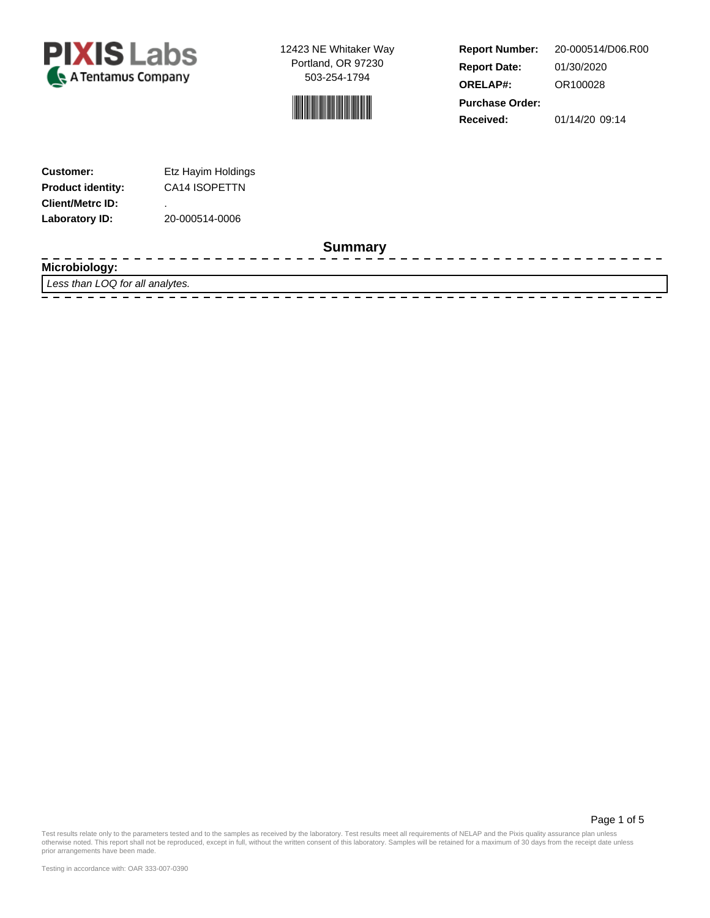**PIXIS Labs**
A Tentamus Company

12423 NE Whitaker Way
Portland, OR 97230
503-254-1794

| | |
|---|---|
| **Report Number:** | 20-000514/D06.R00 |
| **Report Date:** | 01/30/2020 |
| **ORELAP#:** | OR100028 |
| **Purchase Order:** | |
| **Received:** | 01/14/20 09:14 |

| | |
|---|---|
| **Customer:** | Etz Hayim Holdings |
| **Product identity:** | CA14 ISOPETTN |
| **Client/Metrc ID:** | . |
| **Laboratory ID:** | 20-000514-0006 |

## Summary

**Microbiology:**

*Less than LOQ for all analytes.*

Test results relate only to the parameters tested and to the samples as received by the laboratory. Test results meet all requirements of NELAP and the Pixis quality assurance plan unless otherwise noted. This report shall not be reproduced, except in full, without the written consent of this laboratory. Samples will be retained for a maximum of 30 days from the receipt date unless prior arrangements have been made.

Testing in accordance with: OAR 333-007-0390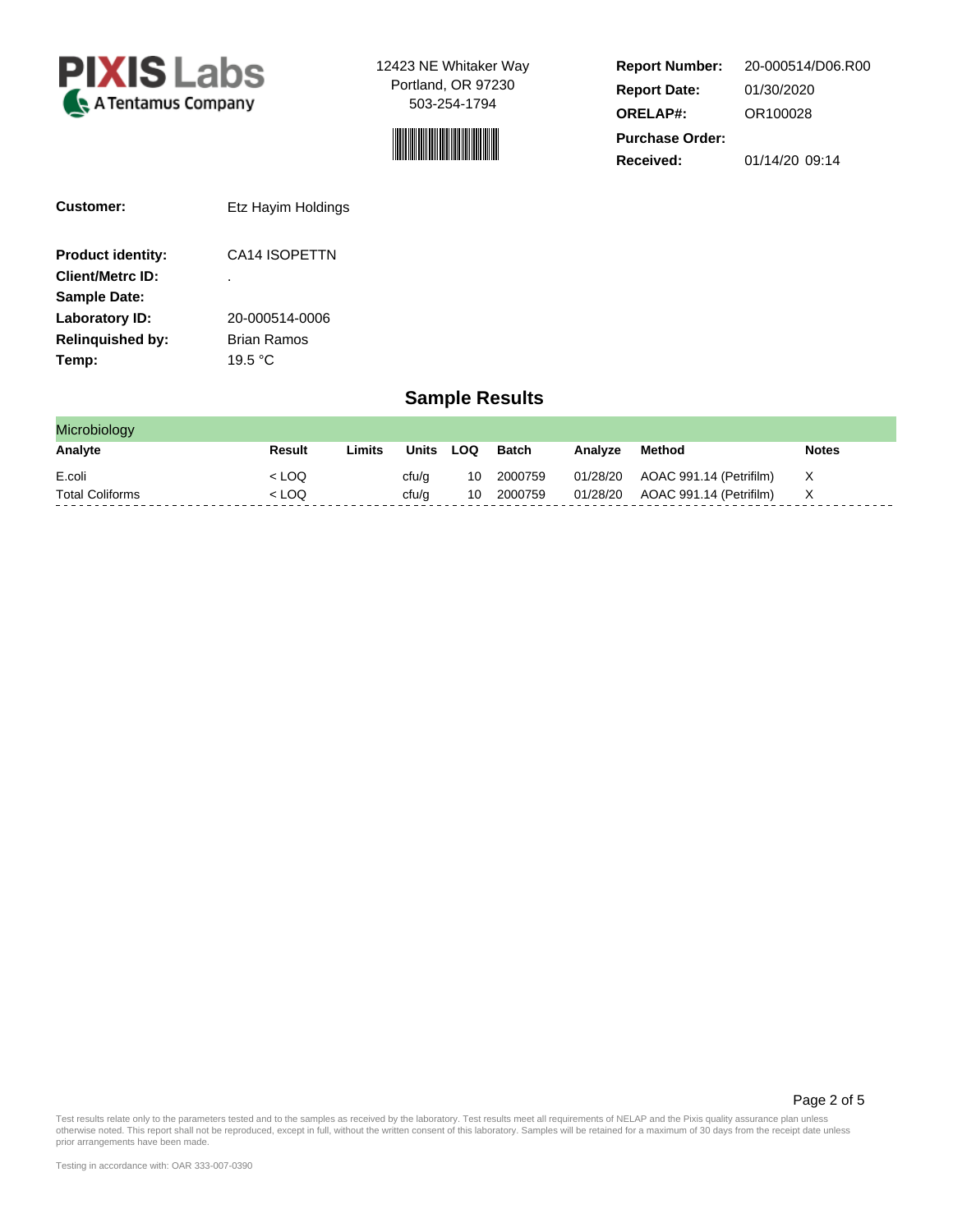**PIXIS Labs**
A Tentamus Company

12423 NE Whitaker Way
Portland, OR 97230
503-254-1794

| | |
|---|---|
| **Report Number:** | 20-000514/D06.R00 |
| **Report Date:** | 01/30/2020 |
| **ORELAP#:** | OR100028 |
| **Purchase Order:** | |
| **Received:** | 01/14/20 09:14 |

| | |
|---|---|
| **Customer:** | Etz Hayim Holdings |
| **Product identity:** | CA14 ISOPETTN |
| **Client/Metrc ID:** | . |
| **Sample Date:** | |
| **Laboratory ID:** | 20-000514-0006 |
| **Relinquished by:** | Brian Ramos |
| **Temp:** | 19.5 °C |

## Sample Results

### Microbiology

| Analyte | Result | Limits | Units | LOQ | Batch | Analyze | Method | Notes |
|---|---|---|---|---|---|---|---|---|
| E.coli | < LOQ | | cfu/g | 10 | 2000759 | 01/28/20 | AOAC 991.14 (Petrifilm) | X |
| Total Coliforms | < LOQ | | cfu/g | 10 | 2000759 | 01/28/20 | AOAC 991.14 (Petrifilm) | X |

Test results relate only to the parameters tested and to the samples as received by the laboratory. Test results meet all requirements of NELAP and the Pixis quality assurance plan unless otherwise noted. This report shall not be reproduced, except in full, without the written consent of this laboratory. Samples will be retained for a maximum of 30 days from the receipt date unless prior arrangements have been made.

Testing in accordance with: OAR 333-007-0390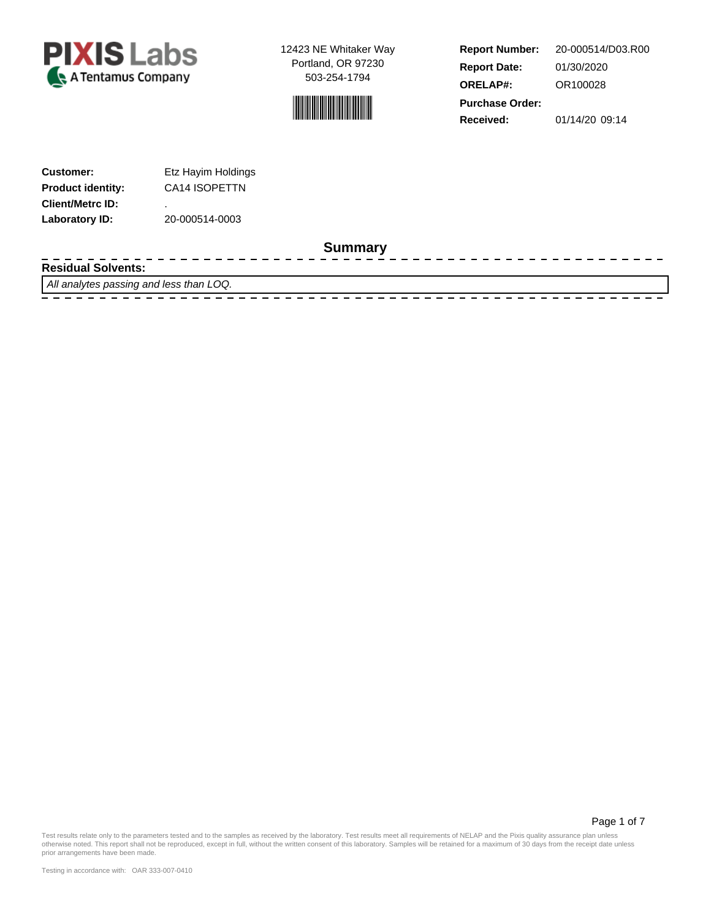**PIXIS Labs**
A Tentamus Company

12423 NE Whitaker Way
Portland, OR 97230
503-254-1794

| | |
|---|---|
| **Report Number:** | 20-000514/D03.R00 |
| **Report Date:** | 01/30/2020 |
| **ORELAP#:** | OR100028 |
| **Purchase Order:** | |
| **Received:** | 01/14/20 09:14 |

| | |
|---|---|
| **Customer:** | Etz Hayim Holdings |
| **Product identity:** | CA14 ISOPETTN |
| **Client/Metrc ID:** | . |
| **Laboratory ID:** | 20-000514-0003 |

## Summary

**Residual Solvents:**

*All analytes passing and less than LOQ.*

Test results relate only to the parameters tested and to the samples as received by the laboratory. Test results meet all requirements of NELAP and the Pixis quality assurance plan unless otherwise noted. This report shall not be reproduced, except in full, without the written consent of this laboratory. Samples will be retained for a maximum of 30 days from the receipt date unless prior arrangements have been made.

Testing in accordance with: OAR 333-007-0410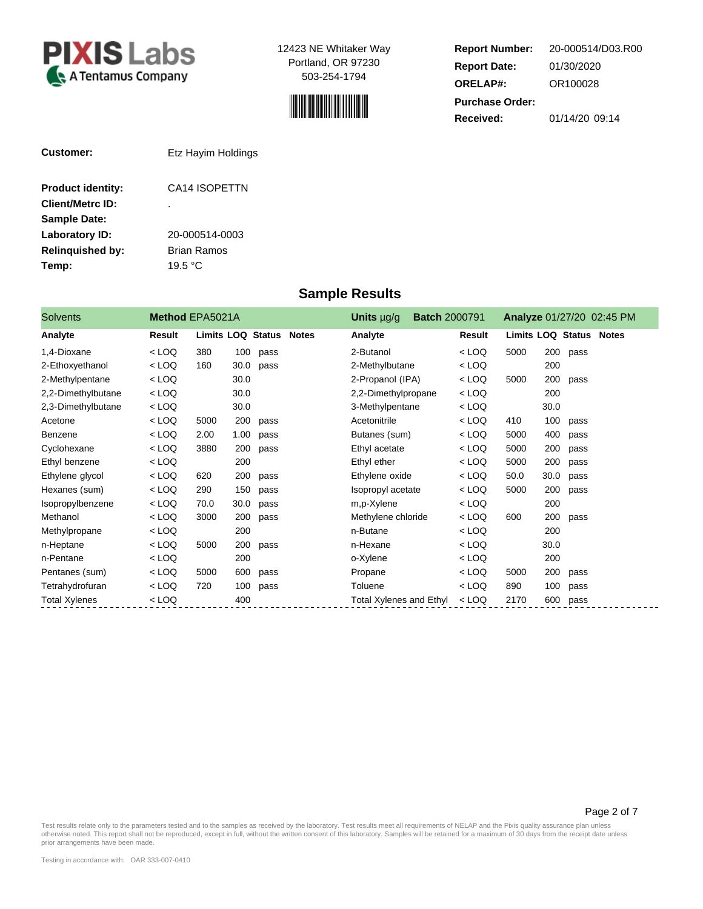**PIXIS Labs**
A Tentamus Company

12423 NE Whitaker Way
Portland, OR 97230
503-254-1794

| | |
|---|---|
| **Report Number:** | 20-000514/D03.R00 |
| **Report Date:** | 01/30/2020 |
| **ORELAP#:** | OR100028 |
| **Purchase Order:** | |
| **Received:** | 01/14/20 09:14 |

| | |
|---|---|
| **Customer:** | Etz Hayim Holdings |
| **Product identity:** | CA14 ISOPETTN |
| **Client/Metrc ID:** | . |
| **Sample Date:** | |
| **Laboratory ID:** | 20-000514-0003 |
| **Relinquished by:** | Brian Ramos |
| **Temp:** | 19.5 °C |

## Sample Results

Solvents — **Method** EPA5021A — **Units** µg/g — **Batch** 2000791 — **Analyze** 01/27/20 02:45 PM

| Analyte | Result | Limits | LOQ | Status | Notes | Analyte | Result | Limits | LOQ | Status | Notes |
|---|---|---|---|---|---|---|---|---|---|---|---|
| 1,4-Dioxane | < LOQ | 380 | 100 | pass | | 2-Butanol | < LOQ | 5000 | 200 | pass | |
| 2-Ethoxyethanol | < LOQ | 160 | 30.0 | pass | | 2-Methylbutane | < LOQ | | 200 | | |
| 2-Methylpentane | < LOQ | | 30.0 | | | 2-Propanol (IPA) | < LOQ | 5000 | 200 | pass | |
| 2,2-Dimethylbutane | < LOQ | | 30.0 | | | 2,2-Dimethylpropane | < LOQ | | 200 | | |
| 2,3-Dimethylbutane | < LOQ | | 30.0 | | | 3-Methylpentane | < LOQ | | 30.0 | | |
| Acetone | < LOQ | 5000 | 200 | pass | | Acetonitrile | < LOQ | 410 | 100 | pass | |
| Benzene | < LOQ | 2.00 | 1.00 | pass | | Butanes (sum) | < LOQ | 5000 | 400 | pass | |
| Cyclohexane | < LOQ | 3880 | 200 | pass | | Ethyl acetate | < LOQ | 5000 | 200 | pass | |
| Ethyl benzene | < LOQ | | 200 | | | Ethyl ether | < LOQ | 5000 | 200 | pass | |
| Ethylene glycol | < LOQ | 620 | 200 | pass | | Ethylene oxide | < LOQ | 50.0 | 30.0 | pass | |
| Hexanes (sum) | < LOQ | 290 | 150 | pass | | Isopropyl acetate | < LOQ | 5000 | 200 | pass | |
| Isopropylbenzene | < LOQ | 70.0 | 30.0 | pass | | m,p-Xylene | < LOQ | | 200 | | |
| Methanol | < LOQ | 3000 | 200 | pass | | Methylene chloride | < LOQ | 600 | 200 | pass | |
| Methylpropane | < LOQ | | 200 | | | n-Butane | < LOQ | | 200 | | |
| n-Heptane | < LOQ | 5000 | 200 | pass | | n-Hexane | < LOQ | | 30.0 | | |
| n-Pentane | < LOQ | | 200 | | | o-Xylene | < LOQ | | 200 | | |
| Pentanes (sum) | < LOQ | 5000 | 600 | pass | | Propane | < LOQ | 5000 | 200 | pass | |
| Tetrahydrofuran | < LOQ | 720 | 100 | pass | | Toluene | < LOQ | 890 | 100 | pass | |
| Total Xylenes | < LOQ | | 400 | | | Total Xylenes and Ethyl | < LOQ | 2170 | 600 | pass | |

Test results relate only to the parameters tested and to the samples as received by the laboratory. Test results meet all requirements of NELAP and the Pixis quality assurance plan unless otherwise noted. This report shall not be reproduced, except in full, without the written consent of this laboratory. Samples will be retained for a maximum of 30 days from the receipt date unless prior arrangements have been made.

Testing in accordance with: OAR 333-007-0410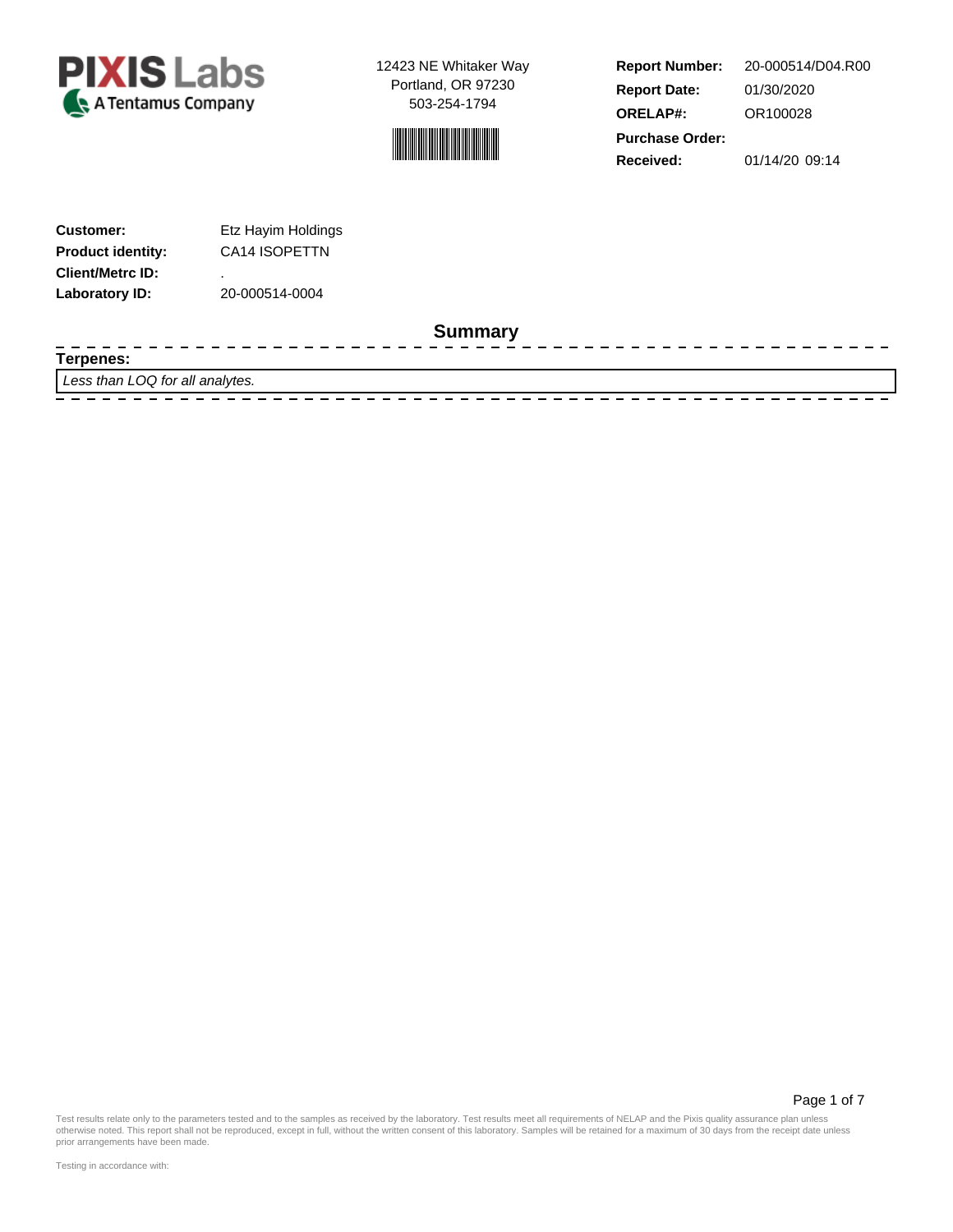PIXIS Labs
A Tentamus Company

12423 NE Whitaker Way
Portland, OR 97230
503-254-1794

| | |
|---|---|
| **Report Number:** | 20-000514/D04.R00 |
| **Report Date:** | 01/30/2020 |
| **ORELAP#:** | OR100028 |
| **Purchase Order:** | |
| **Received:** | 01/14/20 09:14 |

| | |
|---|---|
| **Customer:** | Etz Hayim Holdings |
| **Product identity:** | CA14 ISOPETTN |
| **Client/Metrc ID:** | . |
| **Laboratory ID:** | 20-000514-0004 |

## Summary

**Terpenes:**

*Less than LOQ for all analytes.*

Test results relate only to the parameters tested and to the samples as received by the laboratory. Test results meet all requirements of NELAP and the Pixis quality assurance plan unless otherwise noted. This report shall not be reproduced, except in full, without the written consent of this laboratory. Samples will be retained for a maximum of 30 days from the receipt date unless prior arrangements have been made.

Testing in accordance with: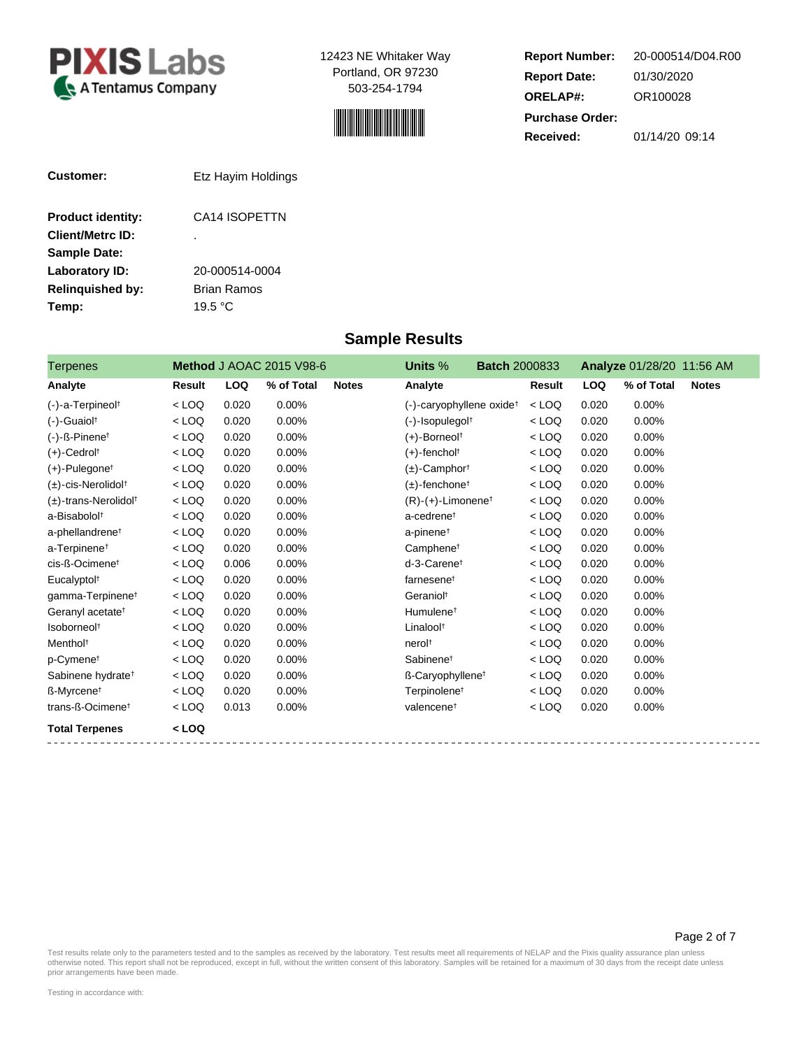**PIXIS Labs**
A Tentamus Company

12423 NE Whitaker Way
Portland, OR 97230
503-254-1794

**Report Number:** 20-000514/D04.R00
**Report Date:** 01/30/2020
**ORELAP#:** OR100028
**Purchase Order:**
**Received:** 01/14/20 09:14

**Customer:** Etz Hayim Holdings

**Product identity:** CA14 ISOPETTN
**Client/Metrc ID:** .
**Sample Date:**
**Laboratory ID:** 20-000514-0004
**Relinquished by:** Brian Ramos
**Temp:** 19.5 °C

## Sample Results

Terpenes — **Method** J AOAC 2015 V98-6 — **Units** % — **Batch** 2000833 — **Analyze** 01/28/20 11:56 AM

| Analyte | Result | LOQ | % of Total | Notes | Analyte | Result | LOQ | % of Total | Notes |
|---|---|---|---|---|---|---|---|---|---|
| (-)-a-Terpineol† | < LOQ | 0.020 | 0.00% | | (-)-caryophyllene oxide† | < LOQ | 0.020 | 0.00% | |
| (-)-Guaiol† | < LOQ | 0.020 | 0.00% | | (-)-Isopulegol† | < LOQ | 0.020 | 0.00% | |
| (-)-ß-Pinene† | < LOQ | 0.020 | 0.00% | | (+)-Borneol† | < LOQ | 0.020 | 0.00% | |
| (+)-Cedrol† | < LOQ | 0.020 | 0.00% | | (+)-fenchol† | < LOQ | 0.020 | 0.00% | |
| (+)-Pulegone† | < LOQ | 0.020 | 0.00% | | (±)-Camphor† | < LOQ | 0.020 | 0.00% | |
| (±)-cis-Nerolidol† | < LOQ | 0.020 | 0.00% | | (±)-fenchone† | < LOQ | 0.020 | 0.00% | |
| (±)-trans-Nerolidol† | < LOQ | 0.020 | 0.00% | | (R)-(+)-Limonene† | < LOQ | 0.020 | 0.00% | |
| a-Bisabolol† | < LOQ | 0.020 | 0.00% | | a-cedrene† | < LOQ | 0.020 | 0.00% | |
| a-phellandrene† | < LOQ | 0.020 | 0.00% | | a-pinene† | < LOQ | 0.020 | 0.00% | |
| a-Terpinene† | < LOQ | 0.020 | 0.00% | | Camphene† | < LOQ | 0.020 | 0.00% | |
| cis-ß-Ocimene† | < LOQ | 0.006 | 0.00% | | d-3-Carene† | < LOQ | 0.020 | 0.00% | |
| Eucalyptol† | < LOQ | 0.020 | 0.00% | | farnesene† | < LOQ | 0.020 | 0.00% | |
| gamma-Terpinene† | < LOQ | 0.020 | 0.00% | | Geraniol† | < LOQ | 0.020 | 0.00% | |
| Geranyl acetate† | < LOQ | 0.020 | 0.00% | | Humulene† | < LOQ | 0.020 | 0.00% | |
| Isoborneol† | < LOQ | 0.020 | 0.00% | | Linalool† | < LOQ | 0.020 | 0.00% | |
| Menthol† | < LOQ | 0.020 | 0.00% | | nerol† | < LOQ | 0.020 | 0.00% | |
| p-Cymene† | < LOQ | 0.020 | 0.00% | | Sabinene† | < LOQ | 0.020 | 0.00% | |
| Sabinene hydrate† | < LOQ | 0.020 | 0.00% | | ß-Caryophyllene† | < LOQ | 0.020 | 0.00% | |
| ß-Myrcene† | < LOQ | 0.020 | 0.00% | | Terpinolene† | < LOQ | 0.020 | 0.00% | |
| trans-ß-Ocimene† | < LOQ | 0.013 | 0.00% | | valencene† | < LOQ | 0.020 | 0.00% | |
| **Total Terpenes** | **< LOQ** | | | | | | | | |

Test results relate only to the parameters tested and to the samples as received by the laboratory. Test results meet all requirements of NELAP and the Pixis quality assurance plan unless otherwise noted. This report shall not be reproduced, except in full, without the written consent of this laboratory. Samples will be retained for a maximum of 30 days from the receipt date unless prior arrangements have been made.

Testing in accordance with: